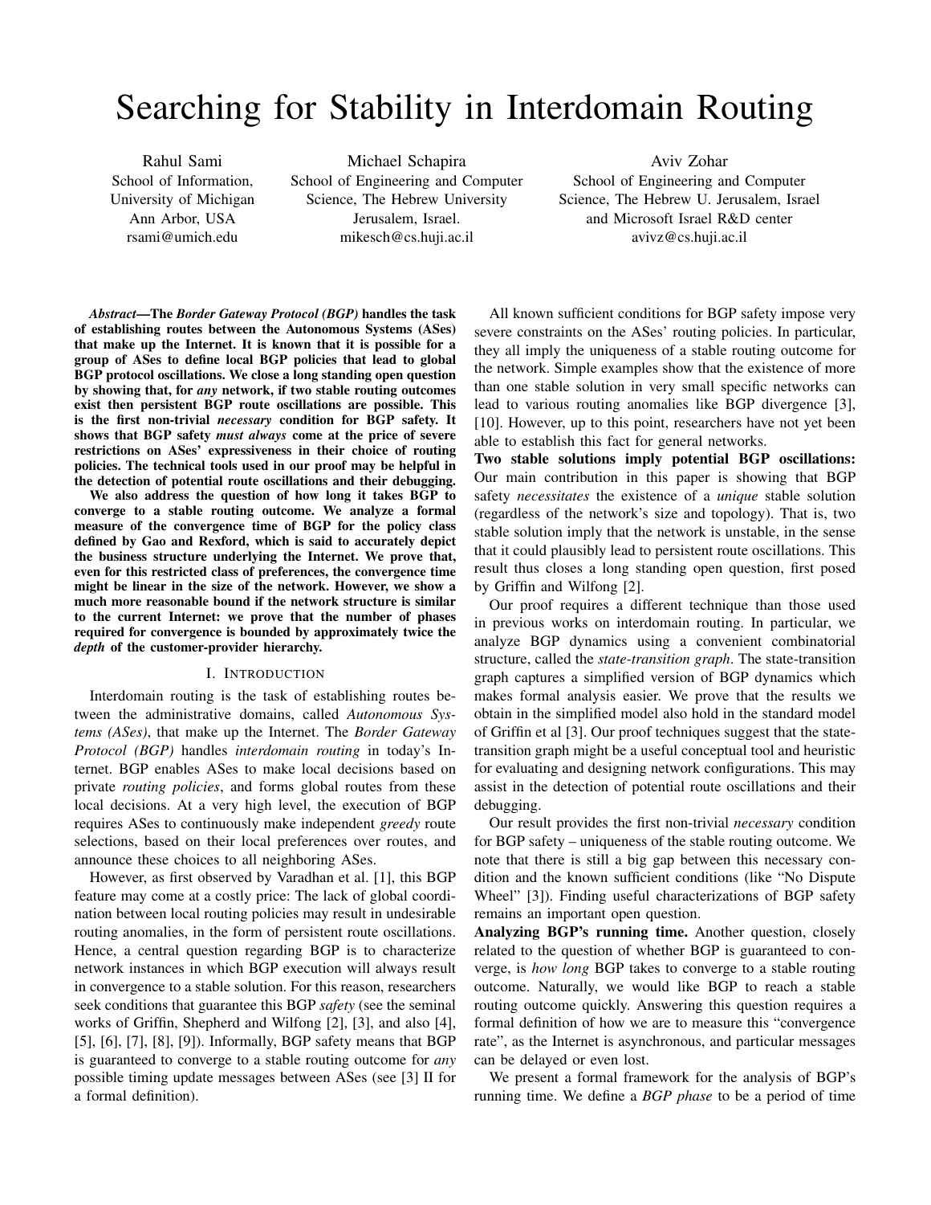# Searching for Stability in Interdomain Routing

Rahul Sami
School of Information,
University of Michigan
Ann Arbor, USA
rsami@umich.edu

Michael Schapira
School of Engineering and Computer Science, The Hebrew University
Jerusalem, Israel.
mikesch@cs.huji.ac.il

Aviv Zohar
School of Engineering and Computer Science, The Hebrew U. Jerusalem, Israel
and Microsoft Israel R&D center
avivz@cs.huji.ac.il

***Abstract*—The *Border Gateway Protocol (BGP)* handles the task of establishing routes between the Autonomous Systems (ASes) that make up the Internet. It is known that it is possible for a group of ASes to define local BGP policies that lead to global BGP protocol oscillations. We close a long standing open question by showing that, for *any* network, if two stable routing outcomes exist then persistent BGP route oscillations are possible. This is the first non-trivial *necessary* condition for BGP safety. It shows that BGP safety *must always* come at the price of severe restrictions on ASes' expressiveness in their choice of routing policies. The technical tools used in our proof may be helpful in the detection of potential route oscillations and their debugging.**

**We also address the question of how long it takes BGP to converge to a stable routing outcome. We analyze a formal measure of the convergence time of BGP for the policy class defined by Gao and Rexford, which is said to accurately depict the business structure underlying the Internet. We prove that, even for this restricted class of preferences, the convergence time might be linear in the size of the network. However, we show a much more reasonable bound if the network structure is similar to the current Internet: we prove that the number of phases required for convergence is bounded by approximately twice the *depth* of the customer-provider hierarchy.**

## I. Introduction

Interdomain routing is the task of establishing routes between the administrative domains, called *Autonomous Systems (ASes)*, that make up the Internet. The *Border Gateway Protocol (BGP)* handles *interdomain routing* in today's Internet. BGP enables ASes to make local decisions based on private *routing policies*, and forms global routes from these local decisions. At a very high level, the execution of BGP requires ASes to continuously make independent *greedy* route selections, based on their local preferences over routes, and announce these choices to all neighboring ASes.

However, as first observed by Varadhan et al. [1], this BGP feature may come at a costly price: The lack of global coordination between local routing policies may result in undesirable routing anomalies, in the form of persistent route oscillations. Hence, a central question regarding BGP is to characterize network instances in which BGP execution will always result in convergence to a stable solution. For this reason, researchers seek conditions that guarantee this BGP *safety* (see the seminal works of Griffin, Shepherd and Wilfong [2], [3], and also [4], [5], [6], [7], [8], [9]). Informally, BGP safety means that BGP is guaranteed to converge to a stable routing outcome for *any* possible timing update messages between ASes (see [3] II for a formal definition).

All known sufficient conditions for BGP safety impose very severe constraints on the ASes' routing policies. In particular, they all imply the uniqueness of a stable routing outcome for the network. Simple examples show that the existence of more than one stable solution in very small specific networks can lead to various routing anomalies like BGP divergence [3], [10]. However, up to this point, researchers have not yet been able to establish this fact for general networks.

**Two stable solutions imply potential BGP oscillations:** Our main contribution in this paper is showing that BGP safety *necessitates* the existence of a *unique* stable solution (regardless of the network's size and topology). That is, two stable solution imply that the network is unstable, in the sense that it could plausibly lead to persistent route oscillations. This result thus closes a long standing open question, first posed by Griffin and Wilfong [2].

Our proof requires a different technique than those used in previous works on interdomain routing. In particular, we analyze BGP dynamics using a convenient combinatorial structure, called the *state-transition graph*. The state-transition graph captures a simplified version of BGP dynamics which makes formal analysis easier. We prove that the results we obtain in the simplified model also hold in the standard model of Griffin et al [3]. Our proof techniques suggest that the state-transition graph might be a useful conceptual tool and heuristic for evaluating and designing network configurations. This may assist in the detection of potential route oscillations and their debugging.

Our result provides the first non-trivial *necessary* condition for BGP safety – uniqueness of the stable routing outcome. We note that there is still a big gap between this necessary condition and the known sufficient conditions (like "No Dispute Wheel" [3]). Finding useful characterizations of BGP safety remains an important open question.

**Analyzing BGP's running time.** Another question, closely related to the question of whether BGP is guaranteed to converge, is *how long* BGP takes to converge to a stable routing outcome. Naturally, we would like BGP to reach a stable routing outcome quickly. Answering this question requires a formal definition of how we are to measure this "convergence rate", as the Internet is asynchronous, and particular messages can be delayed or even lost.

We present a formal framework for the analysis of BGP's running time. We define a *BGP phase* to be a period of time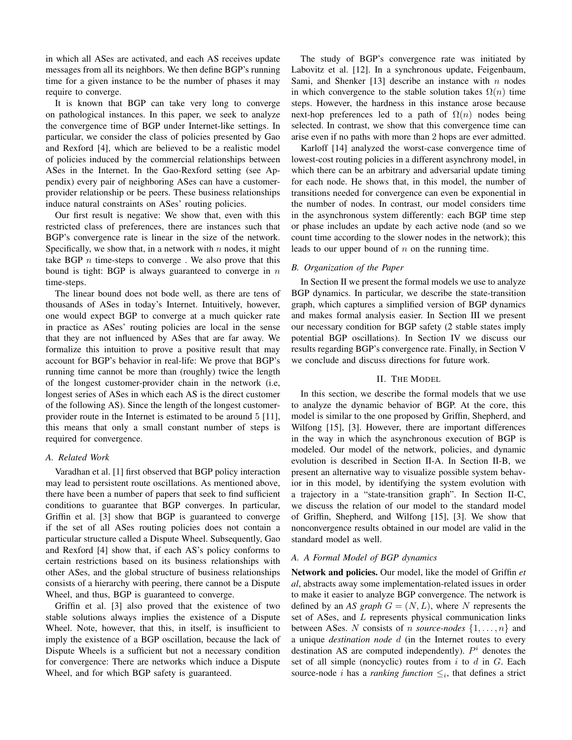in which all ASes are activated, and each AS receives update messages from all its neighbors. We then define BGP's running time for a given instance to be the number of phases it may require to converge.

It is known that BGP can take very long to converge on pathological instances. In this paper, we seek to analyze the convergence time of BGP under Internet-like settings. In particular, we consider the class of policies presented by Gao and Rexford [4], which are believed to be a realistic model of policies induced by the commercial relationships between ASes in the Internet. In the Gao-Rexford setting (see Appendix) every pair of neighboring ASes can have a customer-provider relationship or be peers. These business relationships induce natural constraints on ASes' routing policies.

Our first result is negative: We show that, even with this restricted class of preferences, there are instances such that BGP's convergence rate is linear in the size of the network. Specifically, we show that, in a network with $n$ nodes, it might take BGP $n$ time-steps to converge . We also prove that this bound is tight: BGP is always guaranteed to converge in $n$ time-steps.

The linear bound does not bode well, as there are tens of thousands of ASes in today's Internet. Intuitively, however, one would expect BGP to converge at a much quicker rate in practice as ASes' routing policies are local in the sense that they are not influenced by ASes that are far away. We formalize this intuition to prove a positive result that may account for BGP's behavior in real-life: We prove that BGP's running time cannot be more than (roughly) twice the length of the longest customer-provider chain in the network (i.e, longest series of ASes in which each AS is the direct customer of the following AS). Since the length of the longest customer-provider route in the Internet is estimated to be around 5 [11], this means that only a small constant number of steps is required for convergence.

### A. Related Work

Varadhan et al. [1] first observed that BGP policy interaction may lead to persistent route oscillations. As mentioned above, there have been a number of papers that seek to find sufficient conditions to guarantee that BGP converges. In particular, Griffin et al. [3] show that BGP is guaranteed to converge if the set of all ASes routing policies does not contain a particular structure called a Dispute Wheel. Subsequently, Gao and Rexford [4] show that, if each AS's policy conforms to certain restrictions based on its business relationships with other ASes, and the global structure of business relationships consists of a hierarchy with peering, there cannot be a Dispute Wheel, and thus, BGP is guaranteed to converge.

Griffin et al. [3] also proved that the existence of two stable solutions always implies the existence of a Dispute Wheel. Note, however, that this, in itself, is insufficient to imply the existence of a BGP oscillation, because the lack of Dispute Wheels is a sufficient but not a necessary condition for convergence: There are networks which induce a Dispute Wheel, and for which BGP safety is guaranteed.

The study of BGP's convergence rate was initiated by Labovitz et al. [12]. In a synchronous update, Feigenbaum, Sami, and Shenker [13] describe an instance with $n$ nodes in which convergence to the stable solution takes $\Omega(n)$ time steps. However, the hardness in this instance arose because next-hop preferences led to a path of $\Omega(n)$ nodes being selected. In contrast, we show that this convergence time can arise even if no paths with more than 2 hops are ever admitted.

Karloff [14] analyzed the worst-case convergence time of lowest-cost routing policies in a different asynchrony model, in which there can be an arbitrary and adversarial update timing for each node. He shows that, in this model, the number of transitions needed for convergence can even be exponential in the number of nodes. In contrast, our model considers time in the asynchronous system differently: each BGP time step or phase includes an update by each active node (and so we count time according to the slower nodes in the network); this leads to our upper bound of $n$ on the running time.

### B. Organization of the Paper

In Section II we present the formal models we use to analyze BGP dynamics. In particular, we describe the state-transition graph, which captures a simplified version of BGP dynamics and makes formal analysis easier. In Section III we present our necessary condition for BGP safety (2 stable states imply potential BGP oscillations). In Section IV we discuss our results regarding BGP's convergence rate. Finally, in Section V we conclude and discuss directions for future work.

## II. The Model

In this section, we describe the formal models that we use to analyze the dynamic behavior of BGP. At the core, this model is similar to the one proposed by Griffin, Shepherd, and Wilfong [15], [3]. However, there are important differences in the way in which the asynchronous execution of BGP is modeled. Our model of the network, policies, and dynamic evolution is described in Section II-A. In Section II-B, we present an alternative way to visualize possible system behavior in this model, by identifying the system evolution with a trajectory in a "state-transition graph". In Section II-C, we discuss the relation of our model to the standard model of Griffin, Shepherd, and Wilfong [15], [3]. We show that nonconvergence results obtained in our model are valid in the standard model as well.

### A. A Formal Model of BGP dynamics

**Network and policies.** Our model, like the model of Griffin *et al*, abstracts away some implementation-related issues in order to make it easier to analyze BGP convergence. The network is defined by an *AS graph* $G = (N, L)$, where $N$ represents the set of ASes, and $L$ represents physical communication links between ASes. $N$ consists of $n$ *source-nodes* $\{1, \ldots, n\}$ and a unique *destination node* $d$ (in the Internet routes to every destination AS are computed independently). $P^i$ denotes the set of all simple (noncyclic) routes from $i$ to $d$ in $G$. Each source-node $i$ has a *ranking function* $\leq_i$, that defines a strict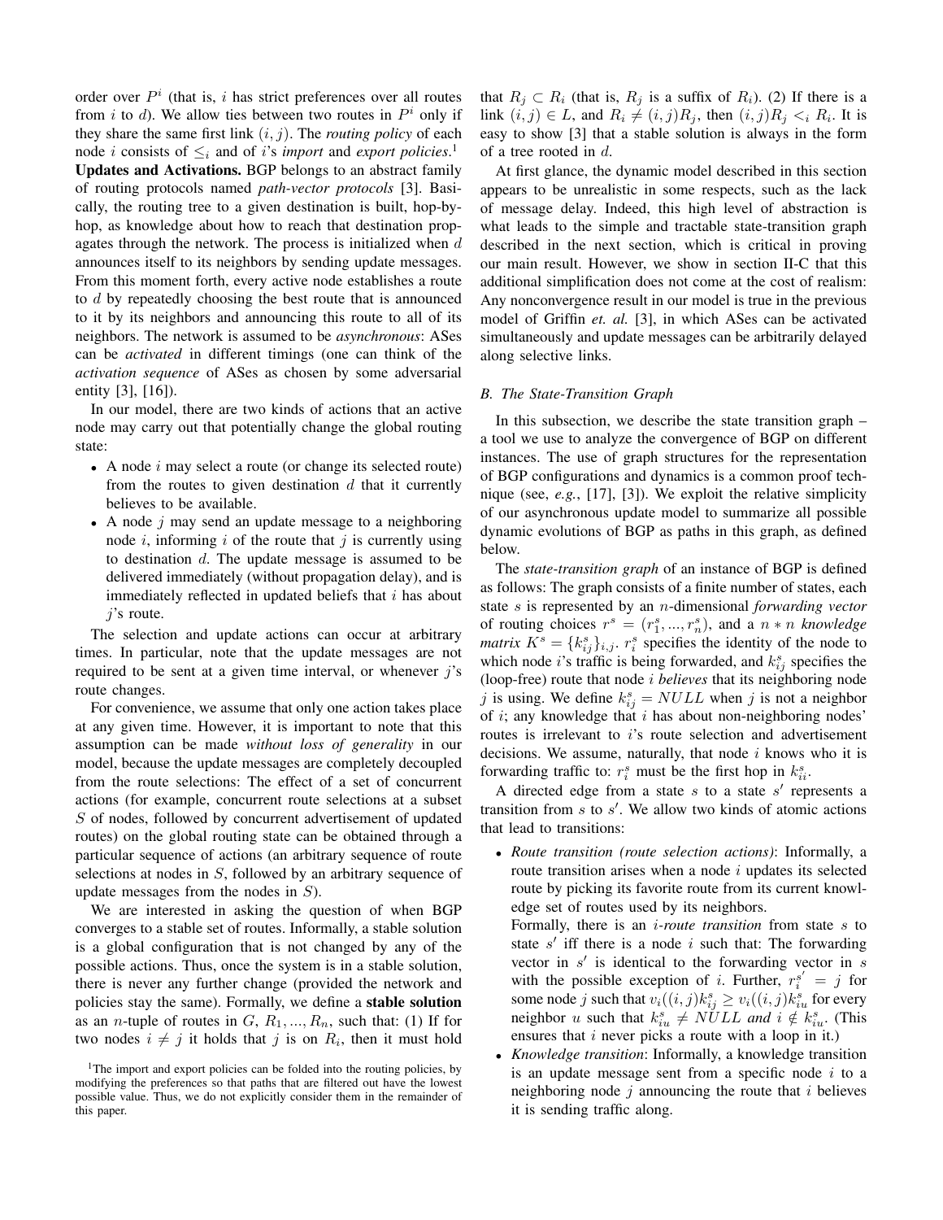order over $P^i$ (that is, $i$ has strict preferences over all routes from $i$ to $d$). We allow ties between two routes in $P^i$ only if they share the same first link $(i, j)$. The *routing policy* of each node $i$ consists of $\leq_i$ and of $i$'s *import* and *export policies*.[1]

**Updates and Activations.** BGP belongs to an abstract family of routing protocols named *path-vector protocols* [3]. Basically, the routing tree to a given destination is built, hop-by-hop, as knowledge about how to reach that destination propagates through the network. The process is initialized when $d$ announces itself to its neighbors by sending update messages. From this moment forth, every active node establishes a route to $d$ by repeatedly choosing the best route that is announced to it by its neighbors and announcing this route to all of its neighbors. The network is assumed to be *asynchronous*: ASes can be *activated* in different timings (one can think of the *activation sequence* of ASes as chosen by some adversarial entity [3], [16]).

In our model, there are two kinds of actions that an active node may carry out that potentially change the global routing state:

- A node $i$ may select a route (or change its selected route) from the routes to given destination $d$ that it currently believes to be available.
- A node $j$ may send an update message to a neighboring node $i$, informing $i$ of the route that $j$ is currently using to destination $d$. The update message is assumed to be delivered immediately (without propagation delay), and is immediately reflected in updated beliefs that $i$ has about $j$'s route.

The selection and update actions can occur at arbitrary times. In particular, note that the update messages are not required to be sent at a given time interval, or whenever $j$'s route changes.

For convenience, we assume that only one action takes place at any given time. However, it is important to note that this assumption can be made *without loss of generality* in our model, because the update messages are completely decoupled from the route selections: The effect of a set of concurrent actions (for example, concurrent route selections at a subset $S$ of nodes, followed by concurrent advertisement of updated routes) on the global routing state can be obtained through a particular sequence of actions (an arbitrary sequence of route selections at nodes in $S$, followed by an arbitrary sequence of update messages from the nodes in $S$).

We are interested in asking the question of when BGP converges to a stable set of routes. Informally, a stable solution is a global configuration that is not changed by any of the possible actions. Thus, once the system is in a stable solution, there is never any further change (provided the network and policies stay the same). Formally, we define a **stable solution** as an $n$-tuple of routes in $G$, $R_1, ..., R_n$, such that: (1) If for two nodes $i \neq j$ it holds that $j$ is on $R_i$, then it must hold that $R_j \subset R_i$ (that is, $R_j$ is a suffix of $R_i$). (2) If there is a link $(i, j) \in L$, and $R_i \neq (i, j)R_j$, then $(i, j)R_j <_i R_i$. It is easy to show [3] that a stable solution is always in the form of a tree rooted in $d$.

[1] The import and export policies can be folded into the routing policies, by modifying the preferences so that paths that are filtered out have the lowest possible value. Thus, we do not explicitly consider them in the remainder of this paper.

At first glance, the dynamic model described in this section appears to be unrealistic in some respects, such as the lack of message delay. Indeed, this high level of abstraction is what leads to the simple and tractable state-transition graph described in the next section, which is critical in proving our main result. However, we show in section II-C that this additional simplification does not come at the cost of realism: Any nonconvergence result in our model is true in the previous model of Griffin *et. al.* [3], in which ASes can be activated simultaneously and update messages can be arbitrarily delayed along selective links.

### B. The State-Transition Graph

In this subsection, we describe the state transition graph – a tool we use to analyze the convergence of BGP on different instances. The use of graph structures for the representation of BGP configurations and dynamics is a common proof technique (see, *e.g.*, [17], [3]). We exploit the relative simplicity of our asynchronous update model to summarize all possible dynamic evolutions of BGP as paths in this graph, as defined below.

The *state-transition graph* of an instance of BGP is defined as follows: The graph consists of a finite number of states, each state $s$ is represented by an $n$-dimensional *forwarding vector* of routing choices $r^s = (r_1^s, ..., r_n^s)$, and a $n * n$ *knowledge matrix* $K^s = \{k_{ij}^s\}_{i,j}$. $r_i^s$ specifies the identity of the node to which node $i$'s traffic is being forwarded, and $k_{ij}^s$ specifies the (loop-free) route that node $i$ *believes* that its neighboring node $j$ is using. We define $k_{ij}^s = NULL$ when $j$ is not a neighbor of $i$; any knowledge that $i$ has about non-neighboring nodes' routes is irrelevant to $i$'s route selection and advertisement decisions. We assume, naturally, that node $i$ knows who it is forwarding traffic to: $r_i^s$ must be the first hop in $k_{ii}^s$.

A directed edge from a state $s$ to a state $s'$ represents a transition from $s$ to $s'$. We allow two kinds of atomic actions that lead to transitions:

- *Route transition (route selection actions)*: Informally, a route transition arises when a node $i$ updates its selected route by picking its favorite route from its current knowledge set of routes used by its neighbors.

  Formally, there is an *$i$-route transition* from state $s$ to state $s'$ iff there is a node $i$ such that: The forwarding vector in $s'$ is identical to the forwarding vector in $s$ with the possible exception of $i$. Further, $r_i^{s'} = j$ for some node $j$ such that $v_i((i, j)k_{ij}^s \geq v_i((i, j)k_{iu}^s$ for every neighbor $u$ such that $k_{iu}^s \neq NULL$ *and* $i \notin k_{iu}^s$. (This ensures that $i$ never picks a route with a loop in it.)
- *Knowledge transition*: Informally, a knowledge transition is an update message sent from a specific node $i$ to a neighboring node $j$ announcing the route that $i$ believes it is sending traffic along.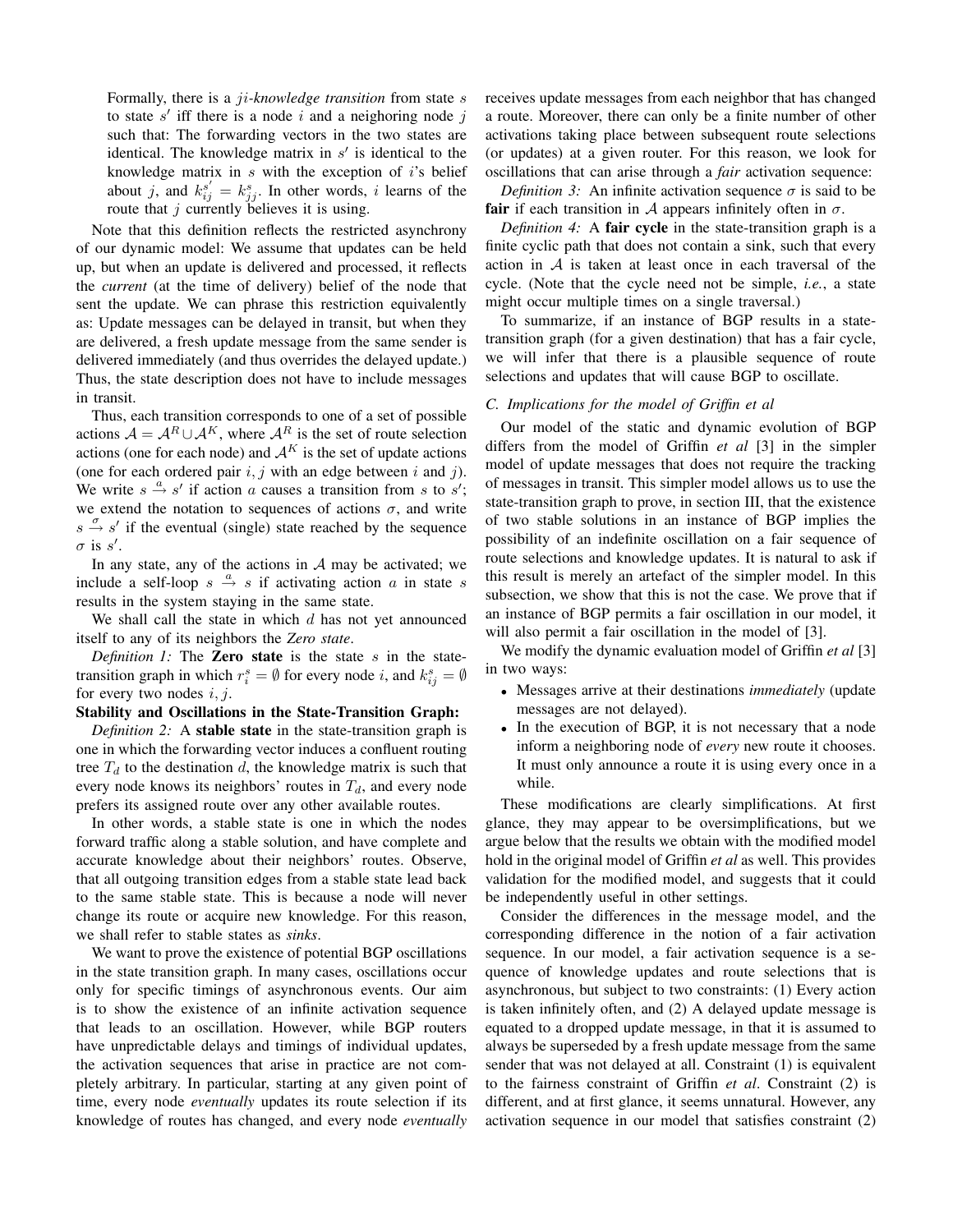Formally, there is a $ji$-*knowledge transition* from state $s$ to state $s'$ iff there is a node $i$ and a neighboring node $j$ such that: The forwarding vectors in the two states are identical. The knowledge matrix in $s'$ is identical to the knowledge matrix in $s$ with the exception of $i$'s belief about $j$, and $k_{ij}^{s'} = k_{jj}^{s}$. In other words, $i$ learns of the route that $j$ currently believes it is using.

Note that this definition reflects the restricted asynchrony of our dynamic model: We assume that updates can be held up, but when an update is delivered and processed, it reflects the *current* (at the time of delivery) belief of the node that sent the update. We can phrase this restriction equivalently as: Update messages can be delayed in transit, but when they are delivered, a fresh update message from the same sender is delivered immediately (and thus overrides the delayed update.) Thus, the state description does not have to include messages in transit.

Thus, each transition corresponds to one of a set of possible actions $\mathcal{A} = \mathcal{A}^R \cup \mathcal{A}^K$, where $\mathcal{A}^R$ is the set of route selection actions (one for each node) and $\mathcal{A}^K$ is the set of update actions (one for each ordered pair $i, j$ with an edge between $i$ and $j$). We write $s \xrightarrow{a} s'$ if action $a$ causes a transition from $s$ to $s'$; we extend the notation to sequences of actions $\sigma$, and write $s \xrightarrow{\sigma} s'$ if the eventual (single) state reached by the sequence $\sigma$ is $s'$.

In any state, any of the actions in $\mathcal{A}$ may be activated; we include a self-loop $s \xrightarrow{a} s$ if activating action $a$ in state $s$ results in the system staying in the same state.

We shall call the state in which $d$ has not yet announced itself to any of its neighbors the *Zero state*.

*Definition 1:* The **Zero state** is the state $s$ in the state-transition graph in which $r_i^s = \emptyset$ for every node $i$, and $k_{ij}^s = \emptyset$ for every two nodes $i, j$.

**Stability and Oscillations in the State-Transition Graph:**

*Definition 2:* A **stable state** in the state-transition graph is one in which the forwarding vector induces a confluent routing tree $T_d$ to the destination $d$, the knowledge matrix is such that every node knows its neighbors' routes in $T_d$, and every node prefers its assigned route over any other available routes.

In other words, a stable state is one in which the nodes forward traffic along a stable solution, and have complete and accurate knowledge about their neighbors' routes. Observe, that all outgoing transition edges from a stable state lead back to the same stable state. This is because a node will never change its route or acquire new knowledge. For this reason, we shall refer to stable states as *sinks*.

We want to prove the existence of potential BGP oscillations in the state transition graph. In many cases, oscillations occur only for specific timings of asynchronous events. Our aim is to show the existence of an infinite activation sequence that leads to an oscillation. However, while BGP routers have unpredictable delays and timings of individual updates, the activation sequences that arise in practice are not completely arbitrary. In particular, starting at any given point of time, every node *eventually* updates its route selection if its knowledge of routes has changed, and every node *eventually* receives update messages from each neighbor that has changed a route. Moreover, there can only be a finite number of other activations taking place between subsequent route selections (or updates) at a given router. For this reason, we look for oscillations that can arise through a *fair* activation sequence:

*Definition 3:* An infinite activation sequence $\sigma$ is said to be **fair** if each transition in $\mathcal{A}$ appears infinitely often in $\sigma$.

*Definition 4:* A **fair cycle** in the state-transition graph is a finite cyclic path that does not contain a sink, such that every action in $\mathcal{A}$ is taken at least once in each traversal of the cycle. (Note that the cycle need not be simple, *i.e.*, a state might occur multiple times on a single traversal.)

To summarize, if an instance of BGP results in a state-transition graph (for a given destination) that has a fair cycle, we will infer that there is a plausible sequence of route selections and updates that will cause BGP to oscillate.

### C. Implications for the model of Griffin et al

Our model of the static and dynamic evolution of BGP differs from the model of Griffin *et al* [3] in the simpler model of update messages that does not require the tracking of messages in transit. This simpler model allows us to use the state-transition graph to prove, in section III, that the existence of two stable solutions in an instance of BGP implies the possibility of an indefinite oscillation on a fair sequence of route selections and knowledge updates. It is natural to ask if this result is merely an artefact of the simpler model. In this subsection, we show that this is not the case. We prove that if an instance of BGP permits a fair oscillation in our model, it will also permit a fair oscillation in the model of [3].

We modify the dynamic evaluation model of Griffin *et al* [3] in two ways:

- Messages arrive at their destinations *immediately* (update messages are not delayed).
- In the execution of BGP, it is not necessary that a node inform a neighboring node of *every* new route it chooses. It must only announce a route it is using every once in a while.

These modifications are clearly simplifications. At first glance, they may appear to be oversimplifications, but we argue below that the results we obtain with the modified model hold in the original model of Griffin *et al* as well. This provides validation for the modified model, and suggests that it could be independently useful in other settings.

Consider the differences in the message model, and the corresponding difference in the notion of a fair activation sequence. In our model, a fair activation sequence is a sequence of knowledge updates and route selections that is asynchronous, but subject to two constraints: (1) Every action is taken infinitely often, and (2) A delayed update message is equated to a dropped update message, in that it is assumed to always be superseded by a fresh update message from the same sender that was not delayed at all. Constraint (1) is equivalent to the fairness constraint of Griffin *et al*. Constraint (2) is different, and at first glance, it seems unnatural. However, any activation sequence in our model that satisfies constraint (2)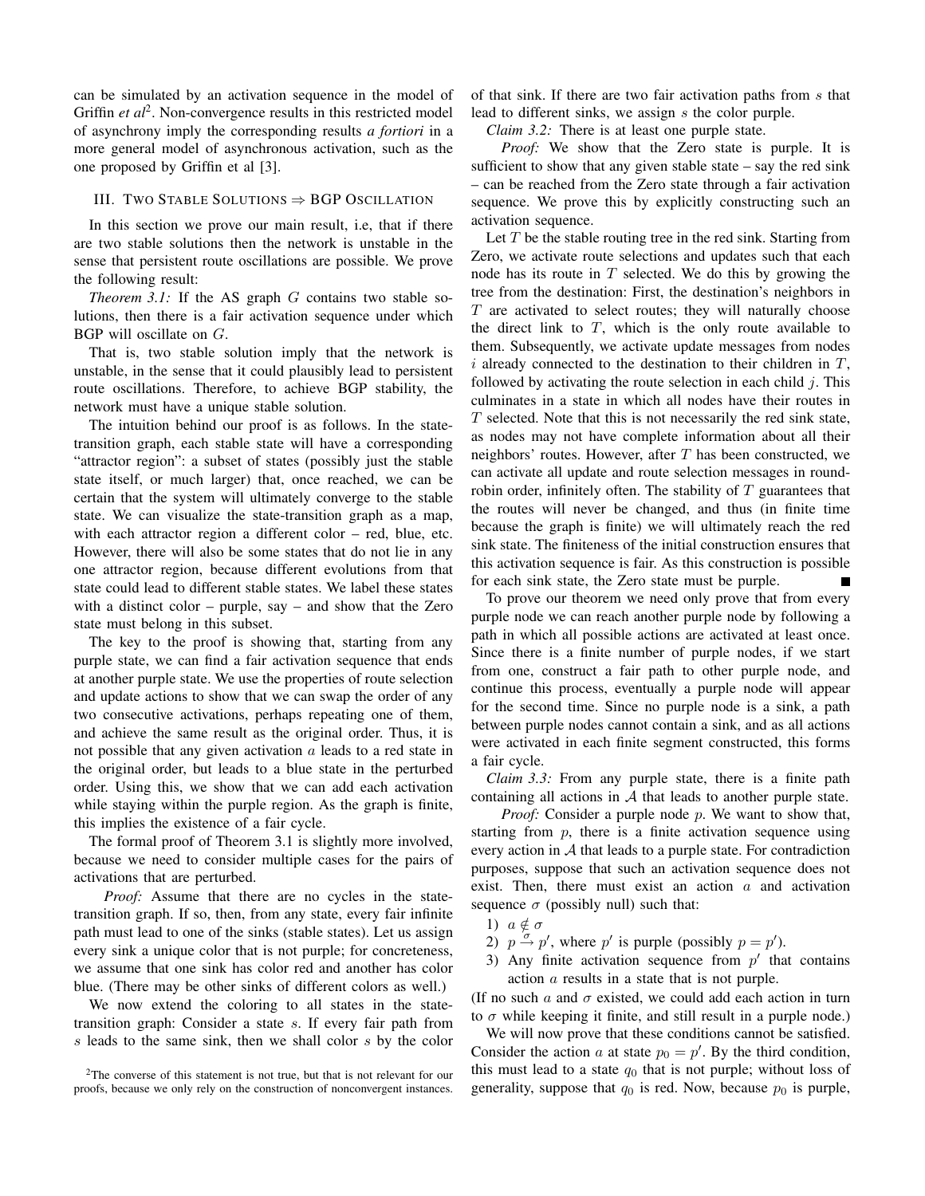can be simulated by an activation sequence in the model of Griffin *et al*[2]. Non-convergence results in this restricted model of asynchrony imply the corresponding results *a fortiori* in a more general model of asynchronous activation, such as the one proposed by Griffin et al [3].

## III. Two Stable Solutions ⇒ BGP Oscillation

In this section we prove our main result, i.e, that if there are two stable solutions then the network is unstable in the sense that persistent route oscillations are possible. We prove the following result:

*Theorem 3.1:* If the AS graph $G$ contains two stable solutions, then there is a fair activation sequence under which BGP will oscillate on $G$.

That is, two stable solution imply that the network is unstable, in the sense that it could plausibly lead to persistent route oscillations. Therefore, to achieve BGP stability, the network must have a unique stable solution.

The intuition behind our proof is as follows. In the state-transition graph, each stable state will have a corresponding "attractor region": a subset of states (possibly just the stable state itself, or much larger) that, once reached, we can be certain that the system will ultimately converge to the stable state. We can visualize the state-transition graph as a map, with each attractor region a different color – red, blue, etc. However, there will also be some states that do not lie in any one attractor region, because different evolutions from that state could lead to different stable states. We label these states with a distinct color – purple, say – and show that the Zero state must belong in this subset.

The key to the proof is showing that, starting from any purple state, we can find a fair activation sequence that ends at another purple state. We use the properties of route selection and update actions to show that we can swap the order of any two consecutive activations, perhaps repeating one of them, and achieve the same result as the original order. Thus, it is not possible that any given activation $a$ leads to a red state in the original order, but leads to a blue state in the perturbed order. Using this, we show that we can add each activation while staying within the purple region. As the graph is finite, this implies the existence of a fair cycle.

The formal proof of Theorem 3.1 is slightly more involved, because we need to consider multiple cases for the pairs of activations that are perturbed.

*Proof:* Assume that there are no cycles in the state-transition graph. If so, then, from any state, every fair infinite path must lead to one of the sinks (stable states). Let us assign every sink a unique color that is not purple; for concreteness, we assume that one sink has color red and another has color blue. (There may be other sinks of different colors as well.)

We now extend the coloring to all states in the state-transition graph: Consider a state $s$. If every fair path from $s$ leads to the same sink, then we shall color $s$ by the color of that sink. If there are two fair activation paths from $s$ that lead to different sinks, we assign $s$ the color purple.

*Claim 3.2:* There is at least one purple state.

*Proof:* We show that the Zero state is purple. It is sufficient to show that any given stable state – say the red sink – can be reached from the Zero state through a fair activation sequence. We prove this by explicitly constructing such an activation sequence.

Let $T$ be the stable routing tree in the red sink. Starting from Zero, we activate route selections and updates such that each node has its route in $T$ selected. We do this by growing the tree from the destination: First, the destination's neighbors in $T$ are activated to select routes; they will naturally choose the direct link to $T$, which is the only route available to them. Subsequently, we activate update messages from nodes $i$ already connected to the destination to their children in $T$, followed by activating the route selection in each child $j$. This culminates in a state in which all nodes have their routes in $T$ selected. Note that this is not necessarily the red sink state, as nodes may not have complete information about all their neighbors' routes. However, after $T$ has been constructed, we can activate all update and route selection messages in round-robin order, infinitely often. The stability of $T$ guarantees that the routes will never be changed, and thus (in finite time because the graph is finite) we will ultimately reach the red sink state. The finiteness of the initial construction ensures that this activation sequence is fair. As this construction is possible for each sink state, the Zero state must be purple. ■

To prove our theorem we need only prove that from every purple node we can reach another purple node by following a path in which all possible actions are activated at least once. Since there is a finite number of purple nodes, if we start from one, construct a fair path to other purple node, and continue this process, eventually a purple node will appear for the second time. Since no purple node is a sink, a path between purple nodes cannot contain a sink, and as all actions were activated in each finite segment constructed, this forms a fair cycle.

*Claim 3.3:* From any purple state, there is a finite path containing all actions in $\mathcal{A}$ that leads to another purple state.

*Proof:* Consider a purple node $p$. We want to show that, starting from $p$, there is a finite activation sequence using every action in $\mathcal{A}$ that leads to a purple state. For contradiction purposes, suppose that such an activation sequence does not exist. Then, there must exist an action $a$ and activation sequence $\sigma$ (possibly null) such that:

1) $a \notin \sigma$
2) $p \xrightarrow{\sigma} p'$, where $p'$ is purple (possibly $p = p'$).
3) Any finite activation sequence from $p'$ that contains action $a$ results in a state that is not purple.

(If no such $a$ and $\sigma$ existed, we could add each action in turn to $\sigma$ while keeping it finite, and still result in a purple node.)

We will now prove that these conditions cannot be satisfied. Consider the action $a$ at state $p_0 = p'$. By the third condition, this must lead to a state $q_0$ that is not purple; without loss of generality, suppose that $q_0$ is red. Now, because $p_0$ is purple,

[2] The converse of this statement is not true, but that is not relevant for our proofs, because we only rely on the construction of nonconvergent instances.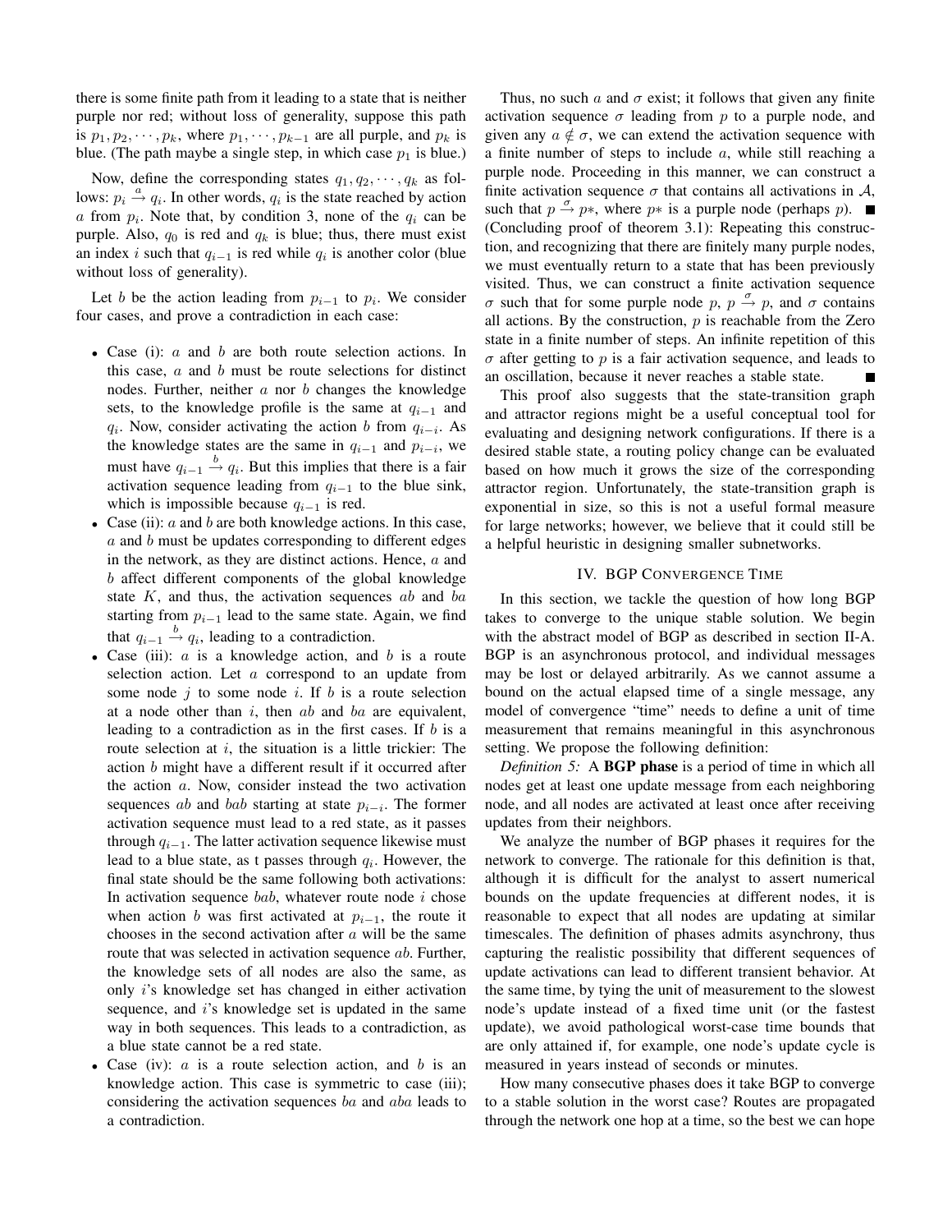there is some finite path from it leading to a state that is neither purple nor red; without loss of generality, suppose this path is $p_1, p_2, \cdots, p_k$, where $p_1, \cdots, p_{k-1}$ are all purple, and $p_k$ is blue. (The path maybe a single step, in which case $p_1$ is blue.)

Now, define the corresponding states $q_1, q_2, \cdots, q_k$ as follows: $p_i \xrightarrow{a} q_i$. In other words, $q_i$ is the state reached by action $a$ from $p_i$. Note that, by condition 3, none of the $q_i$ can be purple. Also, $q_0$ is red and $q_k$ is blue; thus, there must exist an index $i$ such that $q_{i-1}$ is red while $q_i$ is another color (blue without loss of generality).

Let $b$ be the action leading from $p_{i-1}$ to $p_i$. We consider four cases, and prove a contradiction in each case:

- Case (i): $a$ and $b$ are both route selection actions. In this case, $a$ and $b$ must be route selections for distinct nodes. Further, neither $a$ nor $b$ changes the knowledge sets, to the knowledge profile is the same at $q_{i-1}$ and $q_i$. Now, consider activating the action $b$ from $q_{i-i}$. As the knowledge states are the same in $q_{i-1}$ and $p_{i-i}$, we must have $q_{i-1} \xrightarrow{b} q_i$. But this implies that there is a fair activation sequence leading from $q_{i-1}$ to the blue sink, which is impossible because $q_{i-1}$ is red.
- Case (ii): $a$ and $b$ are both knowledge actions. In this case, $a$ and $b$ must be updates corresponding to different edges in the network, as they are distinct actions. Hence, $a$ and $b$ affect different components of the global knowledge state $K$, and thus, the activation sequences $ab$ and $ba$ starting from $p_{i-1}$ lead to the same state. Again, we find that $q_{i-1} \xrightarrow{b} q_i$, leading to a contradiction.
- Case (iii): $a$ is a knowledge action, and $b$ is a route selection action. Let $a$ correspond to an update from some node $j$ to some node $i$. If $b$ is a route selection at a node other than $i$, then $ab$ and $ba$ are equivalent, leading to a contradiction as in the first cases. If $b$ is a route selection at $i$, the situation is a little trickier: The action $b$ might have a different result if it occurred after the action $a$. Now, consider instead the two activation sequences $ab$ and $bab$ starting at state $p_{i-i}$. The former activation sequence must lead to a red state, as it passes through $q_{i-1}$. The latter activation sequence likewise must lead to a blue state, as t passes through $q_i$. However, the final state should be the same following both activations: In activation sequence $bab$, whatever route node $i$ chose when action $b$ was first activated at $p_{i-1}$, the route it chooses in the second activation after $a$ will be the same route that was selected in activation sequence $ab$. Further, the knowledge sets of all nodes are also the same, as only $i$'s knowledge set has changed in either activation sequence, and $i$'s knowledge set is updated in the same way in both sequences. This leads to a contradiction, as a blue state cannot be a red state.
- Case (iv): $a$ is a route selection action, and $b$ is an knowledge action. This case is symmetric to case (iii); considering the activation sequences $ba$ and $aba$ leads to a contradiction.

Thus, no such $a$ and $\sigma$ exist; it follows that given any finite activation sequence $\sigma$ leading from $p$ to a purple node, and given any $a \notin \sigma$, we can extend the activation sequence with a finite number of steps to include $a$, while still reaching a purple node. Proceeding in this manner, we can construct a finite activation sequence $\sigma$ that contains all activations in $\mathcal{A}$, such that $p \xrightarrow{\sigma} p*$, where $p*$ is a purple node (perhaps $p$). ■

(Concluding proof of theorem 3.1): Repeating this construction, and recognizing that there are finitely many purple nodes, we must eventually return to a state that has been previously visited. Thus, we can construct a finite activation sequence $\sigma$ such that for some purple node $p$, $p \xrightarrow{\sigma} p$, and $\sigma$ contains all actions. By the construction, $p$ is reachable from the Zero state in a finite number of steps. An infinite repetition of this $\sigma$ after getting to $p$ is a fair activation sequence, and leads to an oscillation, because it never reaches a stable state. ■

This proof also suggests that the state-transition graph and attractor regions might be a useful conceptual tool for evaluating and designing network configurations. If there is a desired stable state, a routing policy change can be evaluated based on how much it grows the size of the corresponding attractor region. Unfortunately, the state-transition graph is exponential in size, so this is not a useful formal measure for large networks; however, we believe that it could still be a helpful heuristic in designing smaller subnetworks.

## IV. BGP Convergence Time

In this section, we tackle the question of how long BGP takes to converge to the unique stable solution. We begin with the abstract model of BGP as described in section II-A. BGP is an asynchronous protocol, and individual messages may be lost or delayed arbitrarily. As we cannot assume a bound on the actual elapsed time of a single message, any model of convergence "time" needs to define a unit of time measurement that remains meaningful in this asynchronous setting. We propose the following definition:

*Definition 5:* A **BGP phase** is a period of time in which all nodes get at least one update message from each neighboring node, and all nodes are activated at least once after receiving updates from their neighbors.

We analyze the number of BGP phases it requires for the network to converge. The rationale for this definition is that, although it is difficult for the analyst to assert numerical bounds on the update frequencies at different nodes, it is reasonable to expect that all nodes are updating at similar timescales. The definition of phases admits asynchrony, thus capturing the realistic possibility that different sequences of update activations can lead to different transient behavior. At the same time, by tying the unit of measurement to the slowest node's update instead of a fixed time unit (or the fastest update), we avoid pathological worst-case time bounds that are only attained if, for example, one node's update cycle is measured in years instead of seconds or minutes.

How many consecutive phases does it take BGP to converge to a stable solution in the worst case? Routes are propagated through the network one hop at a time, so the best we can hope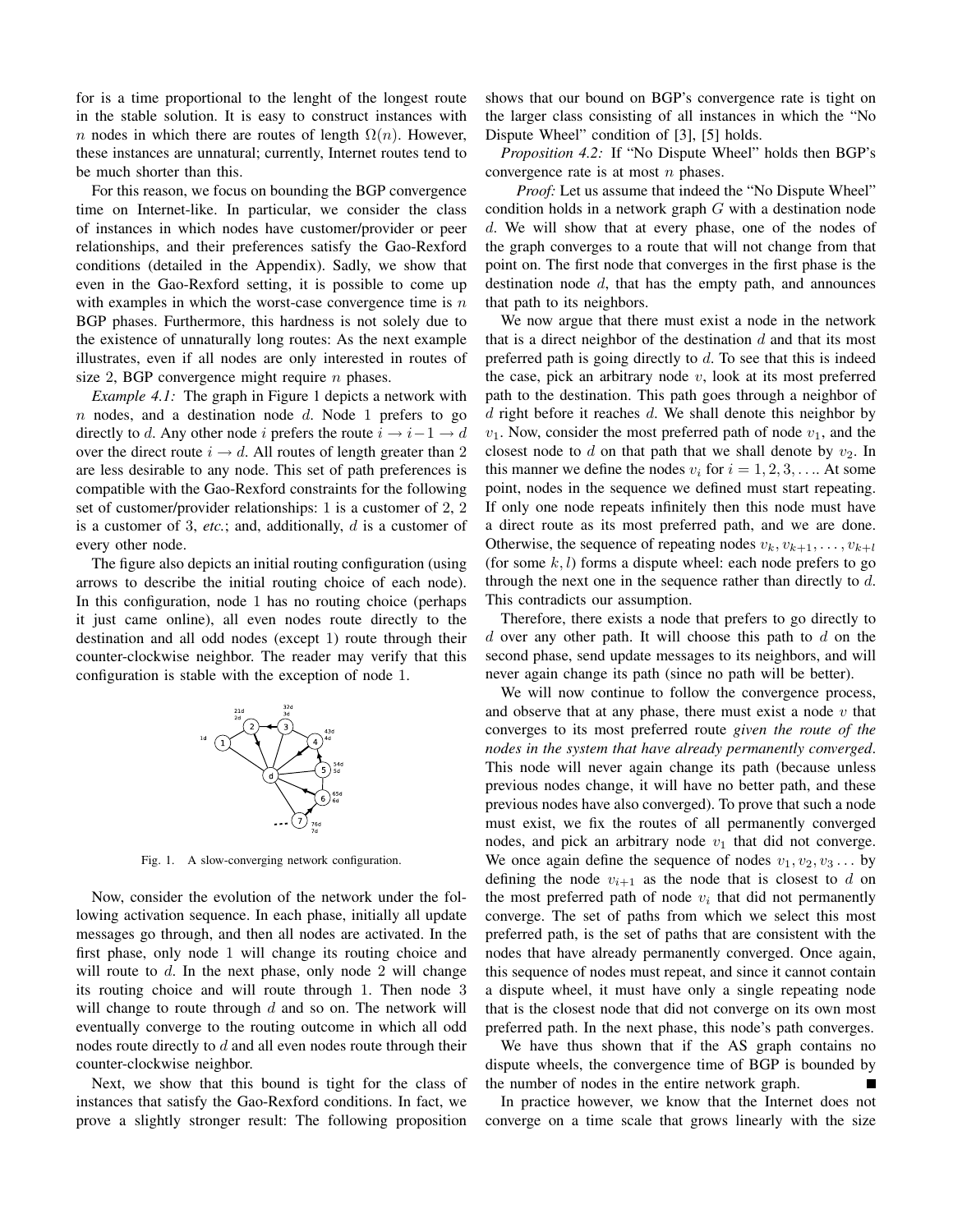for is a time proportional to the lenght of the longest route in the stable solution. It is easy to construct instances with $n$ nodes in which there are routes of length $\Omega(n)$. However, these instances are unnatural; currently, Internet routes tend to be much shorter than this.

For this reason, we focus on bounding the BGP convergence time on Internet-like. In particular, we consider the class of instances in which nodes have customer/provider or peer relationships, and their preferences satisfy the Gao-Rexford conditions (detailed in the Appendix). Sadly, we show that even in the Gao-Rexford setting, it is possible to come up with examples in which the worst-case convergence time is $n$ BGP phases. Furthermore, this hardness is not solely due to the existence of unnaturally long routes: As the next example illustrates, even if all nodes are only interested in routes of size 2, BGP convergence might require $n$ phases.

*Example 4.1:* The graph in Figure 1 depicts a network with $n$ nodes, and a destination node $d$. Node 1 prefers to go directly to $d$. Any other node $i$ prefers the route $i \rightarrow i-1 \rightarrow d$ over the direct route $i \rightarrow d$. All routes of length greater than 2 are less desirable to any node. This set of path preferences is compatible with the Gao-Rexford constraints for the following set of customer/provider relationships: 1 is a customer of 2, 2 is a customer of 3, *etc.*; and, additionally, $d$ is a customer of every other node.

The figure also depicts an initial routing configuration (using arrows to describe the initial routing choice of each node). In this configuration, node 1 has no routing choice (perhaps it just came online), all even nodes route directly to the destination and all odd nodes (except 1) route through their counter-clockwise neighbor. The reader may verify that this configuration is stable with the exception of node 1.

Fig. 1. A slow-converging network configuration.

Now, consider the evolution of the network under the following activation sequence. In each phase, initially all update messages go through, and then all nodes are activated. In the first phase, only node 1 will change its routing choice and will route to $d$. In the next phase, only node 2 will change its routing choice and will route through 1. Then node 3 will change to route through $d$ and so on. The network will eventually converge to the routing outcome in which all odd nodes route directly to $d$ and all even nodes route through their counter-clockwise neighbor.

Next, we show that this bound is tight for the class of instances that satisfy the Gao-Rexford conditions. In fact, we prove a slightly stronger result: The following proposition shows that our bound on BGP's convergence rate is tight on the larger class consisting of all instances in which the "No Dispute Wheel" condition of [3], [5] holds.

*Proposition 4.2:* If "No Dispute Wheel" holds then BGP's convergence rate is at most $n$ phases.

*Proof:* Let us assume that indeed the "No Dispute Wheel" condition holds in a network graph $G$ with a destination node $d$. We will show that at every phase, one of the nodes of the graph converges to a route that will not change from that point on. The first node that converges in the first phase is the destination node $d$, that has the empty path, and announces that path to its neighbors.

We now argue that there must exist a node in the network that is a direct neighbor of the destination $d$ and that its most preferred path is going directly to $d$. To see that this is indeed the case, pick an arbitrary node $v$, look at its most preferred path to the destination. This path goes through a neighbor of $d$ right before it reaches $d$. We shall denote this neighbor by $v_1$. Now, consider the most preferred path of node $v_1$, and the closest node to $d$ on that path that we shall denote by $v_2$. In this manner we define the nodes $v_i$ for $i = 1, 2, 3, \ldots$. At some point, nodes in the sequence we defined must start repeating. If only one node repeats infinitely then this node must have a direct route as its most preferred path, and we are done. Otherwise, the sequence of repeating nodes $v_k, v_{k+1}, \ldots, v_{k+l}$ (for some $k, l$) forms a dispute wheel: each node prefers to go through the next one in the sequence rather than directly to $d$. This contradicts our assumption.

Therefore, there exists a node that prefers to go directly to $d$ over any other path. It will choose this path to $d$ on the second phase, send update messages to its neighbors, and will never again change its path (since no path will be better).

We will now continue to follow the convergence process, and observe that at any phase, there must exist a node $v$ that converges to its most preferred route *given the route of the nodes in the system that have already permanently converged*. This node will never again change its path (because unless previous nodes change, it will have no better path, and these previous nodes have also converged). To prove that such a node must exist, we fix the routes of all permanently converged nodes, and pick an arbitrary node $v_1$ that did not converge. We once again define the sequence of nodes $v_1, v_2, v_3 \ldots$ by defining the node $v_{i+1}$ as the node that is closest to $d$ on the most preferred path of node $v_i$ that did not permanently converge. The set of paths from which we select this most preferred path, is the set of paths that are consistent with the nodes that have already permanently converged. Once again, this sequence of nodes must repeat, and since it cannot contain a dispute wheel, it must have only a single repeating node that is the closest node that did not converge on its own most preferred path. In the next phase, this node's path converges.

We have thus shown that if the AS graph contains no dispute wheels, the convergence time of BGP is bounded by the number of nodes in the entire network graph. ■

In practice however, we know that the Internet does not converge on a time scale that grows linearly with the size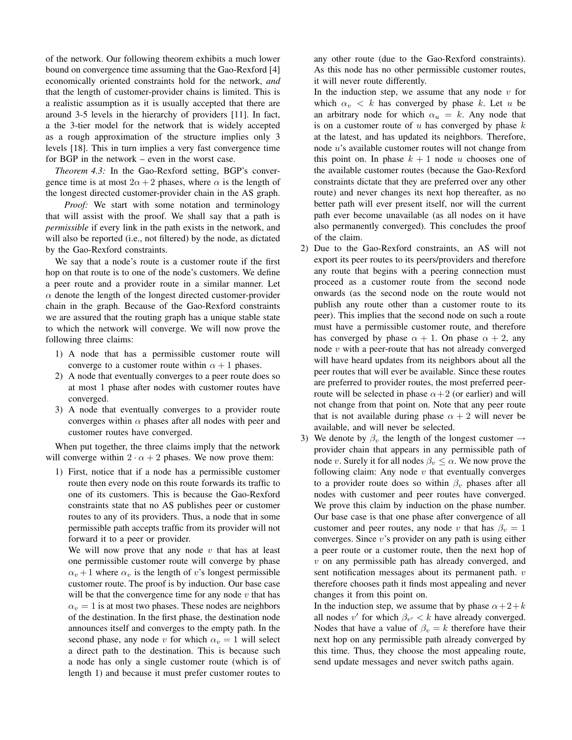of the network. Our following theorem exhibits a much lower bound on convergence time assuming that the Gao-Rexford [4] economically oriented constraints hold for the network, *and* that the length of customer-provider chains is limited. This is a realistic assumption as it is usually accepted that there are around 3-5 levels in the hierarchy of providers [11]. In fact, a the 3-tier model for the network that is widely accepted as a rough approximation of the structure implies only 3 levels [18]. This in turn implies a very fast convergence time for BGP in the network – even in the worst case.

*Theorem 4.3:* In the Gao-Rexford setting, BGP's convergence time is at most $2\alpha + 2$ phases, where $\alpha$ is the length of the longest directed customer-provider chain in the AS graph.

*Proof:* We start with some notation and terminology that will assist with the proof. We shall say that a path is *permissible* if every link in the path exists in the network, and will also be reported (i.e., not filtered) by the node, as dictated by the Gao-Rexford constraints.

We say that a node's route is a customer route if the first hop on that route is to one of the node's customers. We define a peer route and a provider route in a similar manner. Let $\alpha$ denote the length of the longest directed customer-provider chain in the graph. Because of the Gao-Rexford constraints we are assured that the routing graph has a unique stable state to which the network will converge. We will now prove the following three claims:

1) A node that has a permissible customer route will converge to a customer route within $\alpha + 1$ phases.
2) A node that eventually converges to a peer route does so at most 1 phase after nodes with customer routes have converged.
3) A node that eventually converges to a provider route converges within $\alpha$ phases after all nodes with peer and customer routes have converged.

When put together, the three claims imply that the network will converge within $2 \cdot \alpha + 2$ phases. We now prove them:

1) First, notice that if a node has a permissible customer route then every node on this route forwards its traffic to one of its customers. This is because the Gao-Rexford constraints state that no AS publishes peer or customer routes to any of its providers. Thus, a node that in some permissible path accepts traffic from its provider will not forward it to a peer or provider.
   We will now prove that any node $v$ that has at least one permissible customer route will converge by phase $\alpha_v + 1$ where $\alpha_v$ is the length of $v$'s longest permissible customer route. The proof is by induction. Our base case will be that the convergence time for any node $v$ that has $\alpha_v = 1$ is at most two phases. These nodes are neighbors of the destination. In the first phase, the destination node announces itself and converges to the empty path. In the second phase, any node $v$ for which $\alpha_v = 1$ will select a direct path to the destination. This is because such a node has only a single customer route (which is of length 1) and because it must prefer customer routes to any other route (due to the Gao-Rexford constraints). As this node has no other permissible customer routes, it will never route differently.
   In the induction step, we assume that any node $v$ for which $\alpha_v < k$ has converged by phase $k$. Let $u$ be an arbitrary node for which $\alpha_u = k$. Any node that is on a customer route of $u$ has converged by phase $k$ at the latest, and has updated its neighbors. Therefore, node $u$'s available customer routes will not change from this point on. In phase $k + 1$ node $u$ chooses one of the available customer routes (because the Gao-Rexford constraints dictate that they are preferred over any other route) and never changes its next hop thereafter, as no better path will ever present itself, nor will the current path ever become unavailable (as all nodes on it have also permanently converged). This concludes the proof of the claim.
2) Due to the Gao-Rexford constraints, an AS will not export its peer routes to its peers/providers and therefore any route that begins with a peering connection must proceed as a customer route from the second node onwards (as the second node on the route would not publish any route other than a customer route to its peer). This implies that the second node on such a route must have a permissible customer route, and therefore has converged by phase $\alpha + 1$. On phase $\alpha + 2$, any node $v$ with a peer-route that has not already converged will have heard updates from its neighbors about all the peer routes that will ever be available. Since these routes are preferred to provider routes, the most preferred peer-route will be selected in phase $\alpha + 2$ (or earlier) and will not change from that point on. Note that any peer route that is not available during phase $\alpha + 2$ will never be available, and will never be selected.
3) We denote by $\beta_v$ the length of the longest customer $\rightarrow$ provider chain that appears in any permissible path of node $v$. Surely it for all nodes $\beta_v \leq \alpha$. We now prove the following claim: Any node $v$ that eventually converges to a provider route does so within $\beta_v$ phases after all nodes with customer and peer routes have converged. We prove this claim by induction on the phase number. Our base case is that one phase after convergence of all customer and peer routes, any node $v$ that has $\beta_v = 1$ converges. Since $v$'s provider on any path is using either a peer route or a customer route, then the next hop of $v$ on any permissible path has already converged, and sent notification messages about its permanent path. $v$ therefore chooses path it finds most appealing and never changes it from this point on.
   In the induction step, we assume that by phase $\alpha + 2 + k$ all nodes $v'$ for which $\beta_{v'} < k$ have already converged. Nodes that have a value of $\beta_v = k$ therefore have their next hop on any permissible path already converged by this time. Thus, they choose the most appealing route, send update messages and never switch paths again.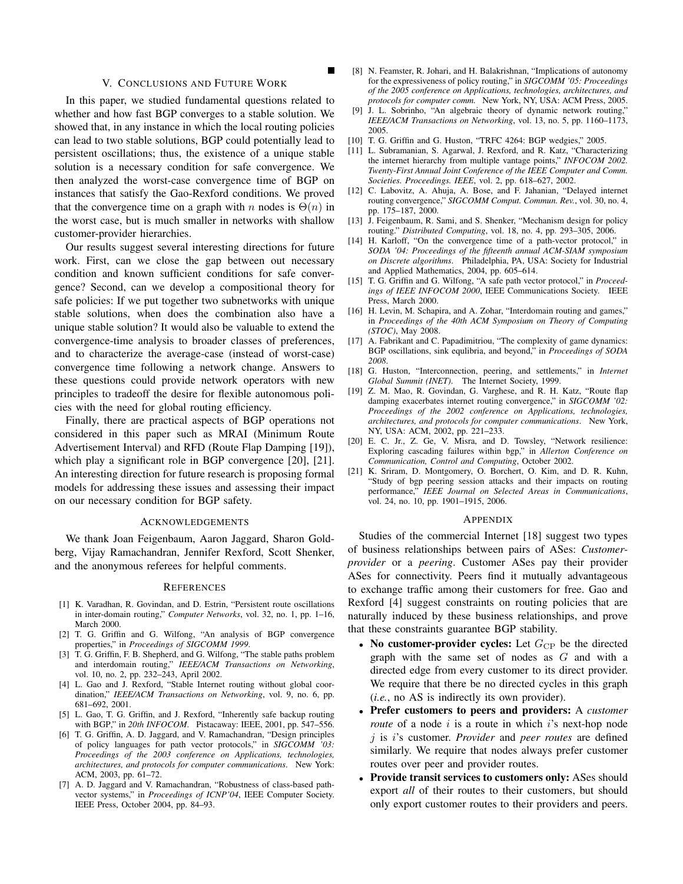■

## V. Conclusions and Future Work

In this paper, we studied fundamental questions related to whether and how fast BGP converges to a stable solution. We showed that, in any instance in which the local routing policies can lead to two stable solutions, BGP could potentially lead to persistent oscillations; thus, the existence of a unique stable solution is a necessary condition for safe convergence. We then analyzed the worst-case convergence time of BGP on instances that satisfy the Gao-Rexford conditions. We proved that the convergence time on a graph with $n$ nodes is $\Theta(n)$ in the worst case, but is much smaller in networks with shallow customer-provider hierarchies.

Our results suggest several interesting directions for future work. First, can we close the gap between out necessary condition and known sufficient conditions for safe convergence? Second, can we develop a compositional theory for safe policies: If we put together two subnetworks with unique stable solutions, when does the combination also have a unique stable solution? It would also be valuable to extend the convergence-time analysis to broader classes of preferences, and to characterize the average-case (instead of worst-case) convergence time following a network change. Answers to these questions could provide network operators with new principles to tradeoff the desire for flexible autonomous policies with the need for global routing efficiency.

Finally, there are practical aspects of BGP operations not considered in this paper such as MRAI (Minimum Route Advertisement Interval) and RFD (Route Flap Damping [19]), which play a significant role in BGP convergence [20], [21]. An interesting direction for future research is proposing formal models for addressing these issues and assessing their impact on our necessary condition for BGP safety.

## Acknowledgements

We thank Joan Feigenbaum, Aaron Jaggard, Sharon Goldberg, Vijay Ramachandran, Jennifer Rexford, Scott Shenker, and the anonymous referees for helpful comments.

## References

[1] K. Varadhan, R. Govindan, and D. Estrin, "Persistent route oscillations in inter-domain routing," *Computer Networks*, vol. 32, no. 1, pp. 1–16, March 2000.

[2] T. G. Griffin and G. Wilfong, "An analysis of BGP convergence properties," in *Proceedings of SIGCOMM 1999*.

[3] T. G. Griffin, F. B. Shepherd, and G. Wilfong, "The stable paths problem and interdomain routing," *IEEE/ACM Transactions on Networking*, vol. 10, no. 2, pp. 232–243, April 2002.

[4] L. Gao and J. Rexford, "Stable Internet routing without global coordination," *IEEE/ACM Transactions on Networking*, vol. 9, no. 6, pp. 681–692, 2001.

[5] L. Gao, T. G. Griffin, and J. Rexford, "Inherently safe backup routing with BGP," in *20th INFOCOM*. Pistacaway: IEEE, 2001, pp. 547–556.

[6] T. G. Griffin, A. D. Jaggard, and V. Ramachandran, "Design principles of policy languages for path vector protocols," in *SIGCOMM '03: Proceedings of the 2003 conference on Applications, technologies, architectures, and protocols for computer communications*. New York: ACM, 2003, pp. 61–72.

[7] A. D. Jaggard and V. Ramachandran, "Robustness of class-based path-vector systems," in *Proceedings of ICNP'04*, IEEE Computer Society. IEEE Press, October 2004, pp. 84–93.

[8] N. Feamster, R. Johari, and H. Balakrishnan, "Implications of autonomy for the expressiveness of policy routing," in *SIGCOMM '05: Proceedings of the 2005 conference on Applications, technologies, architectures, and protocols for computer comm.* New York, NY, USA: ACM Press, 2005.

[9] J. L. Sobrinho, "An algebraic theory of dynamic network routing," *IEEE/ACM Transactions on Networking*, vol. 13, no. 5, pp. 1160–1173, 2005.

[10] T. G. Griffin and G. Huston, "TRFC 4264: BGP wedgies," 2005.

[11] L. Subramanian, S. Agarwal, J. Rexford, and R. Katz, "Characterizing the internet hierarchy from multiple vantage points," *INFOCOM 2002. Twenty-First Annual Joint Conference of the IEEE Computer and Comm. Societies. Proceedings. IEEE*, vol. 2, pp. 618–627, 2002.

[12] C. Labovitz, A. Ahuja, A. Bose, and F. Jahanian, "Delayed internet routing convergence," *SIGCOMM Comput. Commun. Rev.*, vol. 30, no. 4, pp. 175–187, 2000.

[13] J. Feigenbaum, R. Sami, and S. Shenker, "Mechanism design for policy routing." *Distributed Computing*, vol. 18, no. 4, pp. 293–305, 2006.

[14] H. Karloff, "On the convergence time of a path-vector protocol," in *SODA '04: Proceedings of the fifteenth annual ACM-SIAM symposium on Discrete algorithms*. Philadelphia, PA, USA: Society for Industrial and Applied Mathematics, 2004, pp. 605–614.

[15] T. G. Griffin and G. Wilfong, "A safe path vector protocol," in *Proceedings of IEEE INFOCOM 2000*, IEEE Communications Society. IEEE Press, March 2000.

[16] H. Levin, M. Schapira, and A. Zohar, "Interdomain routing and games," in *Proceedings of the 40th ACM Symposium on Theory of Computing (STOC)*, May 2008.

[17] A. Fabrikant and C. Papadimitriou, "The complexity of game dynamics: BGP oscillations, sink equlibria, and beyond," in *Proceedings of SODA 2008*.

[18] G. Huston, "Interconnection, peering, and settlements," in *Internet Global Summit (INET)*. The Internet Society, 1999.

[19] Z. M. Mao, R. Govindan, G. Varghese, and R. H. Katz, "Route flap damping exacerbates internet routing convergence," in *SIGCOMM '02: Proceedings of the 2002 conference on Applications, technologies, architectures, and protocols for computer communications*. New York, NY, USA: ACM, 2002, pp. 221–233.

[20] E. C. Jr., Z. Ge, V. Misra, and D. Towsley, "Network resilience: Exploring cascading failures within bgp," in *Allerton Conference on Communication, Control and Computing*, October 2002.

[21] K. Sriram, D. Montgomery, O. Borchert, O. Kim, and D. R. Kuhn, "Study of bgp peering session attacks and their impacts on routing performance," *IEEE Journal on Selected Areas in Communications*, vol. 24, no. 10, pp. 1901–1915, 2006.

## Appendix

Studies of the commercial Internet [18] suggest two types of business relationships between pairs of ASes: *Customer-provider* or a *peering*. Customer ASes pay their provider ASes for connectivity. Peers find it mutually advantageous to exchange traffic among their customers for free. Gao and Rexford [4] suggest constraints on routing policies that are naturally induced by these business relationships, and prove that these constraints guarantee BGP stability.

- **No customer-provider cycles:** Let $G_{\text{CP}}$ be the directed graph with the same set of nodes as $G$ and with a directed edge from every customer to its direct provider. We require that there be no directed cycles in this graph (*i.e.*, no AS is indirectly its own provider).
- **Prefer customers to peers and providers:** A *customer route* of a node $i$ is a route in which $i$'s next-hop node $j$ is $i$'s customer. *Provider* and *peer routes* are defined similarly. We require that nodes always prefer customer routes over peer and provider routes.
- **Provide transit services to customers only:** ASes should export *all* of their routes to their customers, but should only export customer routes to their providers and peers.